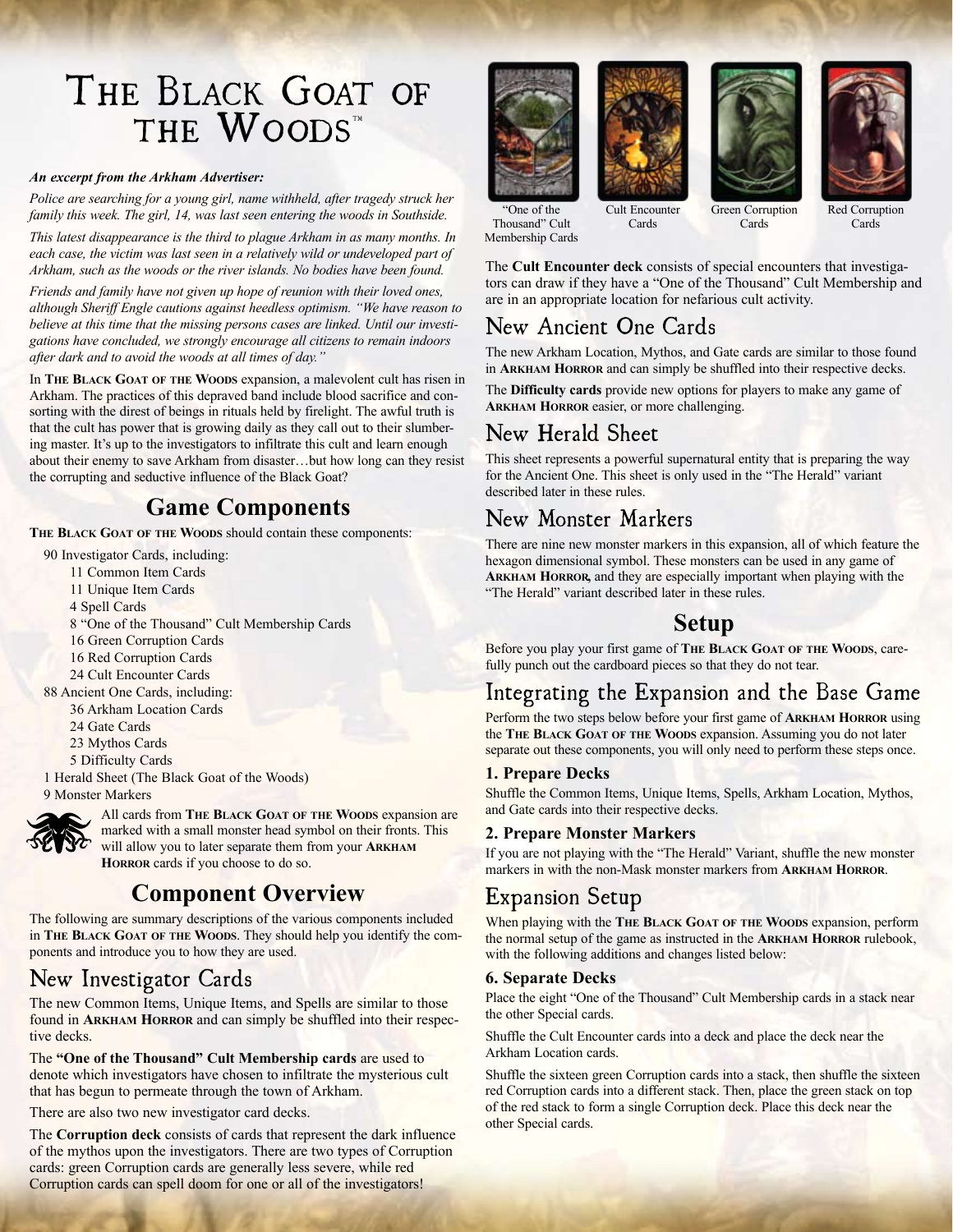# The Black Goat of the Woods™

***An excerpt from the Arkham Advertiser:***

*Police are searching for a young girl, name withheld, after tragedy struck her family this week. The girl, 14, was last seen entering the woods in Southside.*

*This latest disappearance is the third to plague Arkham in as many months. In each case, the victim was last seen in a relatively wild or undeveloped part of Arkham, such as the woods or the river islands. No bodies have been found.*

*Friends and family have not given up hope of reunion with their loved ones, although Sheriff Engle cautions against heedless optimism. "We have reason to believe at this time that the missing persons cases are linked. Until our investigations have concluded, we strongly encourage all citizens to remain indoors after dark and to avoid the woods at all times of day."*

In **The Black Goat of the Woods** expansion, a malevolent cult has risen in Arkham. The practices of this depraved band include blood sacrifice and consorting with the direst of beings in rituals held by firelight. The awful truth is that the cult has power that is growing daily as they call out to their slumbering master. It's up to the investigators to infiltrate this cult and learn enough about their enemy to save Arkham from disaster…but how long can they resist the corrupting and seductive influence of the Black Goat?

## Game Components

**The Black Goat of the Woods** should contain these components:

- 90 Investigator Cards, including:
  - 11 Common Item Cards
  - 11 Unique Item Cards
  - 4 Spell Cards
  - 8 "One of the Thousand" Cult Membership Cards
  - 16 Green Corruption Cards
  - 16 Red Corruption Cards
  - 24 Cult Encounter Cards
- 88 Ancient One Cards, including:
  - 36 Arkham Location Cards
  - 24 Gate Cards
  - 23 Mythos Cards
  - 5 Difficulty Cards
- 1 Herald Sheet (The Black Goat of the Woods)
- 9 Monster Markers

All cards from **The Black Goat of the Woods** expansion are marked with a small monster head symbol on their fronts. This will allow you to later separate them from your **Arkham Horror** cards if you choose to do so.

## Component Overview

The following are summary descriptions of the various components included in **The Black Goat of the Woods**. They should help you identify the components and introduce you to how they are used.

### New Investigator Cards

The new Common Items, Unique Items, and Spells are similar to those found in **Arkham Horror** and can simply be shuffled into their respective decks.

The **"One of the Thousand" Cult Membership cards** are used to denote which investigators have chosen to infiltrate the mysterious cult that has begun to permeate through the town of Arkham.

There are also two new investigator card decks.

The **Corruption deck** consists of cards that represent the dark influence of the mythos upon the investigators. There are two types of Corruption cards: green Corruption cards are generally less severe, while red Corruption cards can spell doom for one or all of the investigators!

"One of the Thousand" Cult Membership Cards

Cult Encounter Cards

Green Corruption Cards

Red Corruption Cards

The **Cult Encounter deck** consists of special encounters that investigators can draw if they have a "One of the Thousand" Cult Membership and are in an appropriate location for nefarious cult activity.

### New Ancient One Cards

The new Arkham Location, Mythos, and Gate cards are similar to those found in **Arkham Horror** and can simply be shuffled into their respective decks.

The **Difficulty cards** provide new options for players to make any game of **Arkham Horror** easier, or more challenging.

### New Herald Sheet

This sheet represents a powerful supernatural entity that is preparing the way for the Ancient One. This sheet is only used in the "The Herald" variant described later in these rules.

### New Monster Markers

There are nine new monster markers in this expansion, all of which feature the hexagon dimensional symbol. These monsters can be used in any game of **Arkham Horror**, and they are especially important when playing with the "The Herald" variant described later in these rules.

## Setup

Before you play your first game of **The Black Goat of the Woods**, carefully punch out the cardboard pieces so that they do not tear.

### Integrating the Expansion and the Base Game

Perform the two steps below before your first game of **Arkham Horror** using the **The Black Goat of the Woods** expansion. Assuming you do not later separate out these components, you will only need to perform these steps once.

#### 1. Prepare Decks

Shuffle the Common Items, Unique Items, Spells, Arkham Location, Mythos, and Gate cards into their respective decks.

#### 2. Prepare Monster Markers

If you are not playing with the "The Herald" Variant, shuffle the new monster markers in with the non-Mask monster markers from **Arkham Horror**.

### Expansion Setup

When playing with the **The Black Goat of the Woods** expansion, perform the normal setup of the game as instructed in the **Arkham Horror** rulebook, with the following additions and changes listed below:

#### 6. Separate Decks

Place the eight "One of the Thousand" Cult Membership cards in a stack near the other Special cards.

Shuffle the Cult Encounter cards into a deck and place the deck near the Arkham Location cards.

Shuffle the sixteen green Corruption cards into a stack, then shuffle the sixteen red Corruption cards into a different stack. Then, place the green stack on top of the red stack to form a single Corruption deck. Place this deck near the other Special cards.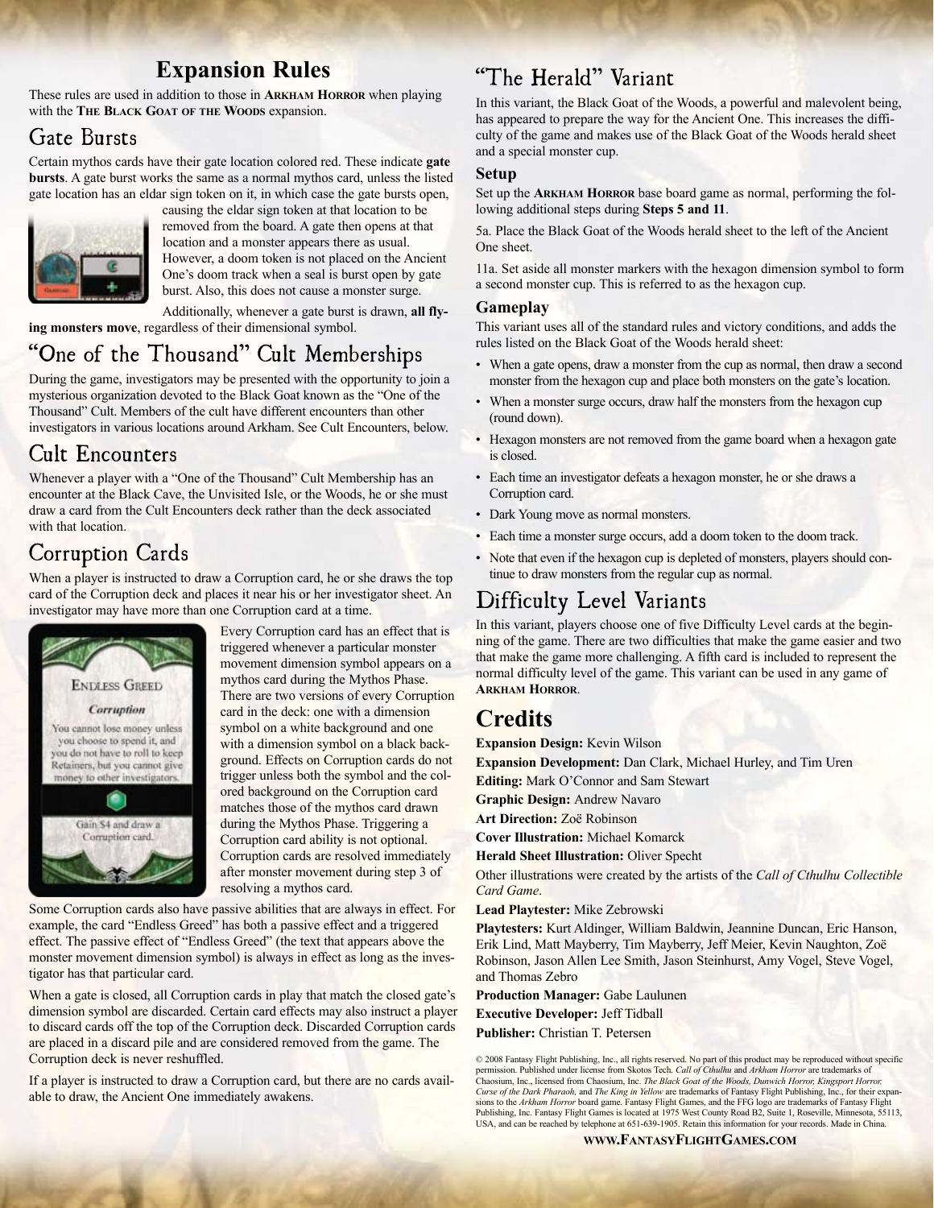# Expansion Rules

These rules are used in addition to those in **Arkham Horror** when playing with the **The Black Goat of the Woods** expansion.

## Gate Bursts

Certain mythos cards have their gate location colored red. These indicate **gate bursts**. A gate burst works the same as a normal mythos card, unless the listed gate location has an eldar sign token on it, in which case the gate bursts open, causing the eldar sign token at that location to be removed from the board. A gate then opens at that location and a monster appears there as usual. However, a doom token is not placed on the Ancient One's doom track when a seal is burst open by gate burst. Also, this does not cause a monster surge.

Additionally, whenever a gate burst is drawn, **all flying monsters move**, regardless of their dimensional symbol.

## "One of the Thousand" Cult Memberships

During the game, investigators may be presented with the opportunity to join a mysterious organization devoted to the Black Goat known as the "One of the Thousand" Cult. Members of the cult have different encounters than other investigators in various locations around Arkham. See Cult Encounters, below.

## Cult Encounters

Whenever a player with a "One of the Thousand" Cult Membership has an encounter at the Black Cave, the Unvisited Isle, or the Woods, he or she must draw a card from the Cult Encounters deck rather than the deck associated with that location.

## Corruption Cards

When a player is instructed to draw a Corruption card, he or she draws the top card of the Corruption deck and places it near his or her investigator sheet. An investigator may have more than one Corruption card at a time.

Every Corruption card has an effect that is triggered whenever a particular monster movement dimension symbol appears on a mythos card during the Mythos Phase. There are two versions of every Corruption card in the deck: one with a dimension symbol on a white background and one with a dimension symbol on a black background. Effects on Corruption cards do not trigger unless both the symbol and the colored background on the Corruption card matches those of the mythos card drawn during the Mythos Phase. Triggering a Corruption card ability is not optional. Corruption cards are resolved immediately after monster movement during step 3 of resolving a mythos card.

Some Corruption cards also have passive abilities that are always in effect. For example, the card "Endless Greed" has both a passive effect and a triggered effect. The passive effect of "Endless Greed" (the text that appears above the monster movement dimension symbol) is always in effect as long as the investigator has that particular card.

When a gate is closed, all Corruption cards in play that match the closed gate's dimension symbol are discarded. Certain card effects may also instruct a player to discard cards off the top of the Corruption deck. Discarded Corruption cards are placed in a discard pile and are considered removed from the game. The Corruption deck is never reshuffled.

If a player is instructed to draw a Corruption card, but there are no cards available to draw, the Ancient One immediately awakens.

## "The Herald" Variant

In this variant, the Black Goat of the Woods, a powerful and malevolent being, has appeared to prepare the way for the Ancient One. This increases the difficulty of the game and makes use of the Black Goat of the Woods herald sheet and a special monster cup.

### Setup

Set up the **Arkham Horror** base board game as normal, performing the following additional steps during **Steps 5 and 11**.

5a. Place the Black Goat of the Woods herald sheet to the left of the Ancient One sheet.

11a. Set aside all monster markers with the hexagon dimension symbol to form a second monster cup. This is referred to as the hexagon cup.

### Gameplay

This variant uses all of the standard rules and victory conditions, and adds the rules listed on the Black Goat of the Woods herald sheet:

- When a gate opens, draw a monster from the cup as normal, then draw a second monster from the hexagon cup and place both monsters on the gate's location.
- When a monster surge occurs, draw half the monsters from the hexagon cup (round down).
- Hexagon monsters are not removed from the game board when a hexagon gate is closed.
- Each time an investigator defeats a hexagon monster, he or she draws a Corruption card.
- Dark Young move as normal monsters.
- Each time a monster surge occurs, add a doom token to the doom track.
- Note that even if the hexagon cup is depleted of monsters, players should continue to draw monsters from the regular cup as normal.

## Difficulty Level Variants

In this variant, players choose one of five Difficulty Level cards at the beginning of the game. There are two difficulties that make the game easier and two that make the game more challenging. A fifth card is included to represent the normal difficulty level of the game. This variant can be used in any game of **Arkham Horror**.

# Credits

**Expansion Design:** Kevin Wilson

**Expansion Development:** Dan Clark, Michael Hurley, and Tim Uren

**Editing:** Mark O'Connor and Sam Stewart

**Graphic Design:** Andrew Navaro

**Art Direction:** Zoë Robinson

**Cover Illustration:** Michael Komarck

**Herald Sheet Illustration:** Oliver Specht

Other illustrations were created by the artists of the *Call of Cthulhu Collectible Card Game*.

**Lead Playtester:** Mike Zebrowski

**Playtesters:** Kurt Aldinger, William Baldwin, Jeannine Duncan, Eric Hanson, Erik Lind, Matt Mayberry, Tim Mayberry, Jeff Meier, Kevin Naughton, Zoë Robinson, Jason Allen Lee Smith, Jason Steinhurst, Amy Vogel, Steve Vogel, and Thomas Zebro

**Production Manager:** Gabe Laulunen

**Executive Developer:** Jeff Tidball

**Publisher:** Christian T. Petersen

© 2008 Fantasy Flight Publishing, Inc., all rights reserved. No part of this product may be reproduced without specific permission. Published under license from Skotos Tech. *Call of Cthulhu* and *Arkham Horror* are trademarks of Chaosium, Inc., licensed from Chaosium, Inc. *The Black Goat of the Woods, Dunwich Horror, Kingsport Horror, Curse of the Dark Pharaoh,* and *The King in Yellow* are trademarks of Fantasy Flight Publishing, Inc., for their expansions to the *Arkham Horror* board game. Fantasy Flight Games, and the FFG logo are trademarks of Fantasy Flight Publishing, Inc. Fantasy Flight Games is located at 1975 West County Road B2, Suite 1, Roseville, Minnesota, 55113, USA, and can be reached by telephone at 651-639-1905. Retain this information for your records. Made in China.

**www.FantasyFlightGames.com**